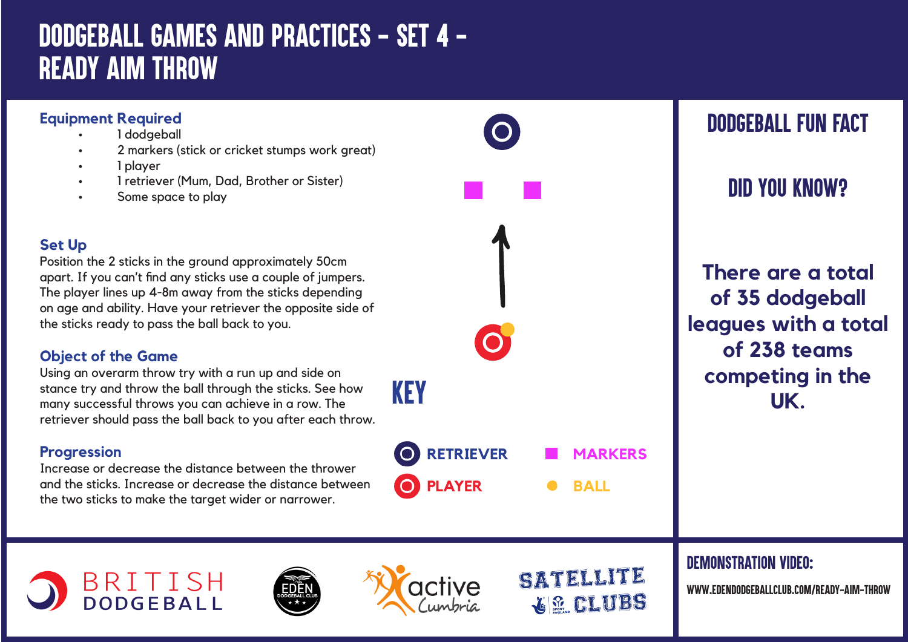# DODGEBALL GAMES AND PRACTICES - SET 4 - READY AIM THROW

## Equipment Required

- 1 dodgeball
- 2 markers (stick or cricket stumps work great)
- 1 player
- 1 retriever (Mum, Dad, Brother or Sister)
- Some space to play

## Set Up

Position the 2 sticks in the ground approximately 50cm apart. If you can't find any sticks use a couple of jumpers. The player lines up 4-8m away from the sticks depending on age and ability. Have your retriever the opposite side of the sticks ready to pass the ball back to you.

## Object of the Game

Using an overarm throw try with a run up and side on stance try and throw the ball through the sticks. See how many successful throws you can achieve in a row. The retriever should pass the ball back to you after each throw.

## Progression

Increase or decrease the distance between the thrower and the sticks. Increase or decrease the distance between the two sticks to make the target wider or narrower.

## KEY

- RETRIEVER
- PLAYER
- MARKERS
- BALL

## DODGEBALL FUN FACT

### DID YOU KNOW?

**There are a total of 35 dodgeball leagues with a total of 238 teams competing in the UK.**

## DEMONSTRATION VIDEO:

WWW.EDENDODGEBALLCLUB.COM/READY-AIM-THROW

BRITISH DODGEBALL

EDEN DODGEBALL CLUB

active Cumbria

SATELLITE CLUBS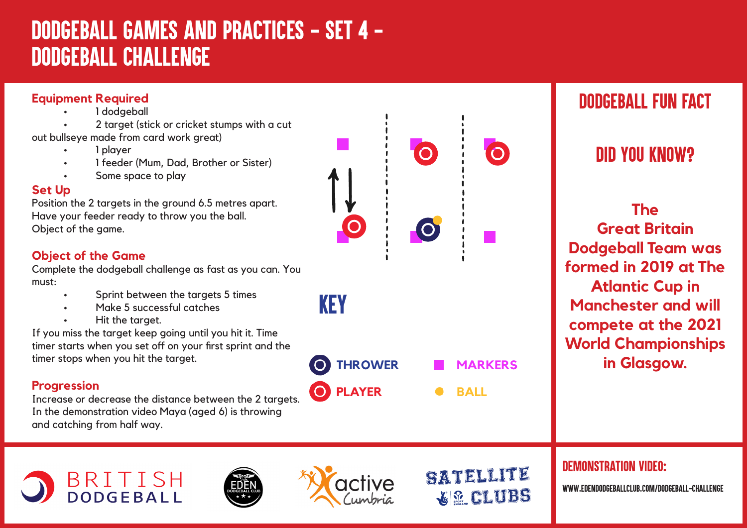# DODGEBALL GAMES AND PRACTICES - SET 4 - DODGEBALL CHALLENGE

## Equipment Required

- 1 dodgeball
- 2 target (stick or cricket stumps with a cut out bullseye made from card work great)
- 1 player
- 1 feeder (Mum, Dad, Brother or Sister)
- Some space to play

## Set Up

Position the 2 targets in the ground 6.5 metres apart.
Have your feeder ready to throw you the ball.
Object of the game.

## Object of the Game

Complete the dodgeball challenge as fast as you can. You must:

- Sprint between the targets 5 times
- Make 5 successful catches
- Hit the target.

If you miss the target keep going until you hit it. Time timer starts when you set off on your first sprint and the timer stops when you hit the target.

## Progression

Increase or decrease the distance between the 2 targets. In the demonstration video Maya (aged 6) is throwing and catching from half way.

## KEY

- THROWER
- PLAYER
- MARKERS
- BALL

## DODGEBALL FUN FACT

### DID YOU KNOW?

**The Great Britain Dodgeball Team was formed in 2019 at The Atlantic Cup in Manchester and will compete at the 2021 World Championships in Glasgow.**

## DEMONSTRATION VIDEO:

WWW.EDENDODGEBALLCLUB.COM/DODGEBALL-CHALLENGE

BRITISH DODGEBALL

EDEN DODGEBALL CLUB

active Cumbria

SATELLITE CLUBS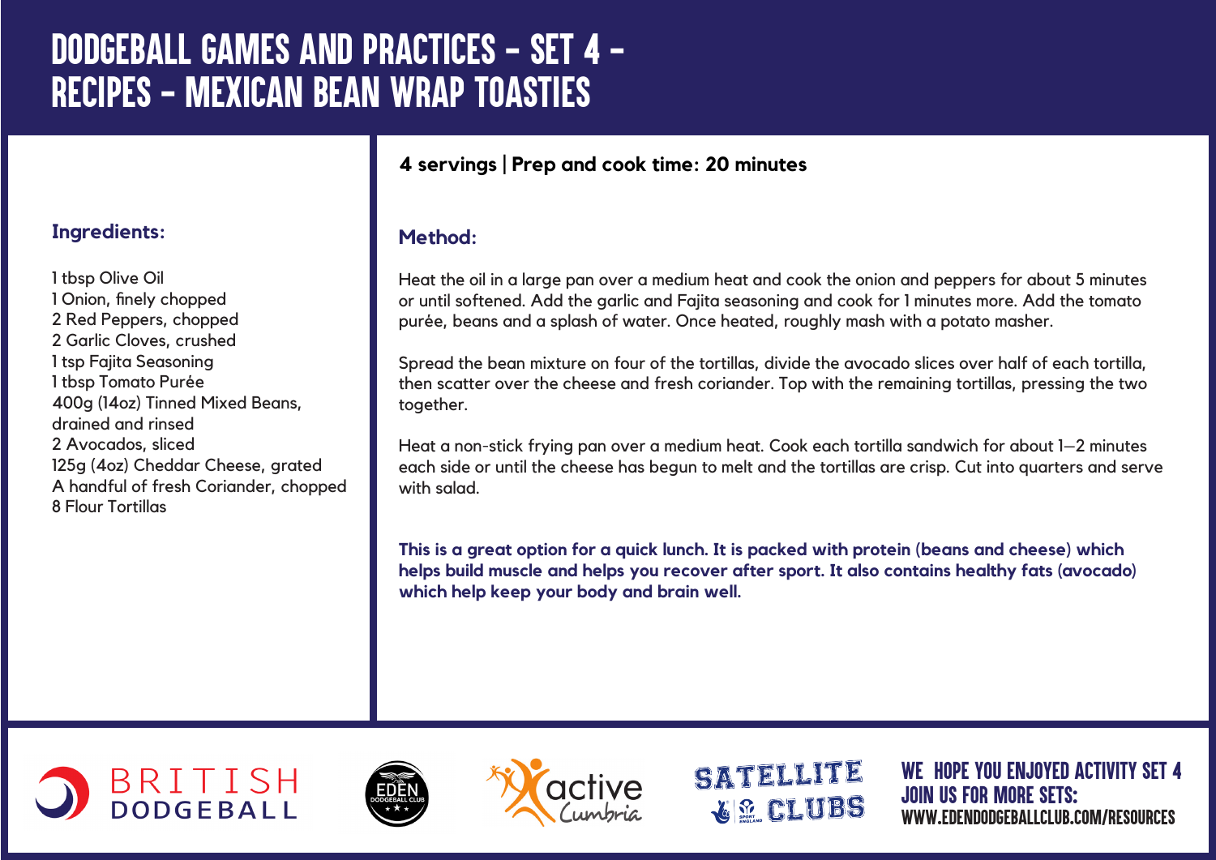# DODGEBALL GAMES AND PRACTICES - SET 4 - RECIPES - MEXICAN BEAN WRAP TOASTIES

**4 servings | Prep and cook time: 20 minutes**

## Ingredients:

1 tbsp Olive Oil
1 Onion, finely chopped
2 Red Peppers, chopped
2 Garlic Cloves, crushed
1 tsp Fajita Seasoning
1 tbsp Tomato Purée
400g (14oz) Tinned Mixed Beans, drained and rinsed
2 Avocados, sliced
125g (4oz) Cheddar Cheese, grated
A handful of fresh Coriander, chopped
8 Flour Tortillas

## Method:

Heat the oil in a large pan over a medium heat and cook the onion and peppers for about 5 minutes or until softened. Add the garlic and Fajita seasoning and cook for 1 minutes more. Add the tomato purée, beans and a splash of water. Once heated, roughly mash with a potato masher.

Spread the bean mixture on four of the tortillas, divide the avocado slices over half of each tortilla, then scatter over the cheese and fresh coriander. Top with the remaining tortillas, pressing the two together.

Heat a non-stick frying pan over a medium heat. Cook each tortilla sandwich for about 1–2 minutes each side or until the cheese has begun to melt and the tortillas are crisp. Cut into quarters and serve with salad.

**This is a great option for a quick lunch. It is packed with protein (beans and cheese) which helps build muscle and helps you recover after sport. It also contains healthy fats (avocado) which help keep your body and brain well.**

BRITISH DODGEBALL

EDEN DODGEBALL CLUB

active Cumbria

SATELLITE CLUBS

WE HOPE YOU ENJOYED ACTIVITY SET 4
JOIN US FOR MORE SETS:
WWW.EDENDODGEBALLCLUB.COM/RESOURCES